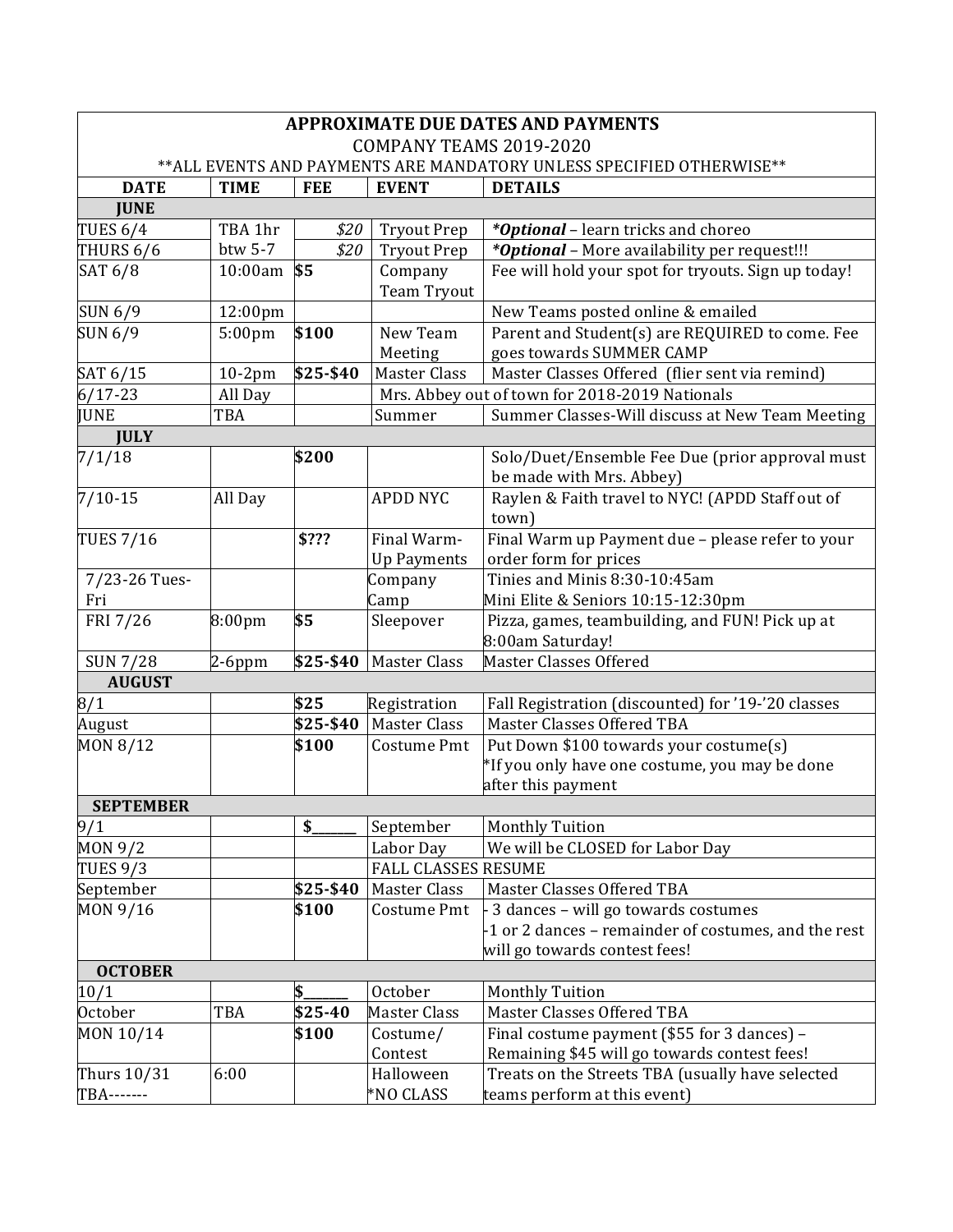| APPROXIMATE DUE DATES AND PAYMENTS<br>COMPANY TEAMS 2019-2020<br>**ALL EVENTS AND PAYMENTS ARE MANDATORY UNLESS SPECIFIED OTHERWISE** | | | | |
|---|---|---|---|---|
| **DATE** | **TIME** | **FEE** | **EVENT** | **DETAILS** |
| **JUNE** | | | | |
| TUES 6/4 | TBA 1hr | *$20* | Tryout Prep | ***Optional** – learn tricks and choreo |
| THURS 6/6 | btw 5-7 | *$20* | Tryout Prep | ***Optional** – More availability per request!!! |
| SAT 6/8 | 10:00am | **$5** | Company Team Tryout | Fee will hold your spot for tryouts. Sign up today! |
| SUN 6/9 | 12:00pm | | | New Teams posted online & emailed |
| SUN 6/9 | 5:00pm | **$100** | New Team Meeting | Parent and Student(s) are REQUIRED to come. Fee goes towards SUMMER CAMP |
| SAT 6/15 | 10-2pm | **$25-$40** | Master Class | Master Classes Offered (flier sent via remind) |
| 6/17-23 | All Day | | Mrs. Abbey out of town for 2018-2019 Nationals | |
| JUNE | TBA | | Summer | Summer Classes-Will discuss at New Team Meeting |
| **JULY** | | | | |
| 7/1/18 | | **$200** | | Solo/Duet/Ensemble Fee Due (prior approval must be made with Mrs. Abbey) |
| 7/10-15 | All Day | | APDD NYC | Raylen & Faith travel to NYC! (APDD Staff out of town) |
| TUES 7/16 | | **$???** | Final Warm-Up Payments | Final Warm up Payment due – please refer to your order form for prices |
| 7/23-26 Tues-Fri | | | Company Camp | Tinies and Minis 8:30-10:45am<br>Mini Elite & Seniors 10:15-12:30pm |
| FRI 7/26 | 8:00pm | **$5** | Sleepover | Pizza, games, teambuilding, and FUN! Pick up at 8:00am Saturday! |
| SUN 7/28 | 2-6ppm | **$25-$40** | Master Class | Master Classes Offered |
| **AUGUST** | | | | |
| 8/1 | | **$25** | Registration | Fall Registration (discounted) for '19-'20 classes |
| August | | **$25-$40** | Master Class | Master Classes Offered TBA |
| MON 8/12 | | **$100** | Costume Pmt | Put Down $100 towards your costume(s)<br>*If you only have one costume, you may be done after this payment |
| **SEPTEMBER** | | | | |
| 9/1 | | **$\_\_\_\_\_\_** | September | Monthly Tuition |
| MON 9/2 | | | Labor Day | We will be CLOSED for Labor Day |
| TUES 9/3 | | | FALL CLASSES RESUME | |
| September | | **$25-$40** | Master Class | Master Classes Offered TBA |
| MON 9/16 | | **$100** | Costume Pmt | - 3 dances – will go towards costumes<br>-1 or 2 dances – remainder of costumes, and the rest will go towards contest fees! |
| **OCTOBER** | | | | |
| 10/1 | | **$\_\_\_\_\_\_** | October | Monthly Tuition |
| October | TBA | **$25-40** | Master Class | Master Classes Offered TBA |
| MON 10/14 | | **$100** | Costume/ Contest | Final costume payment ($55 for 3 dances) – Remaining $45 will go towards contest fees! |
| Thurs 10/31<br>TBA------- | 6:00 | | Halloween<br>*NO CLASS | Treats on the Streets TBA (usually have selected teams perform at this event) |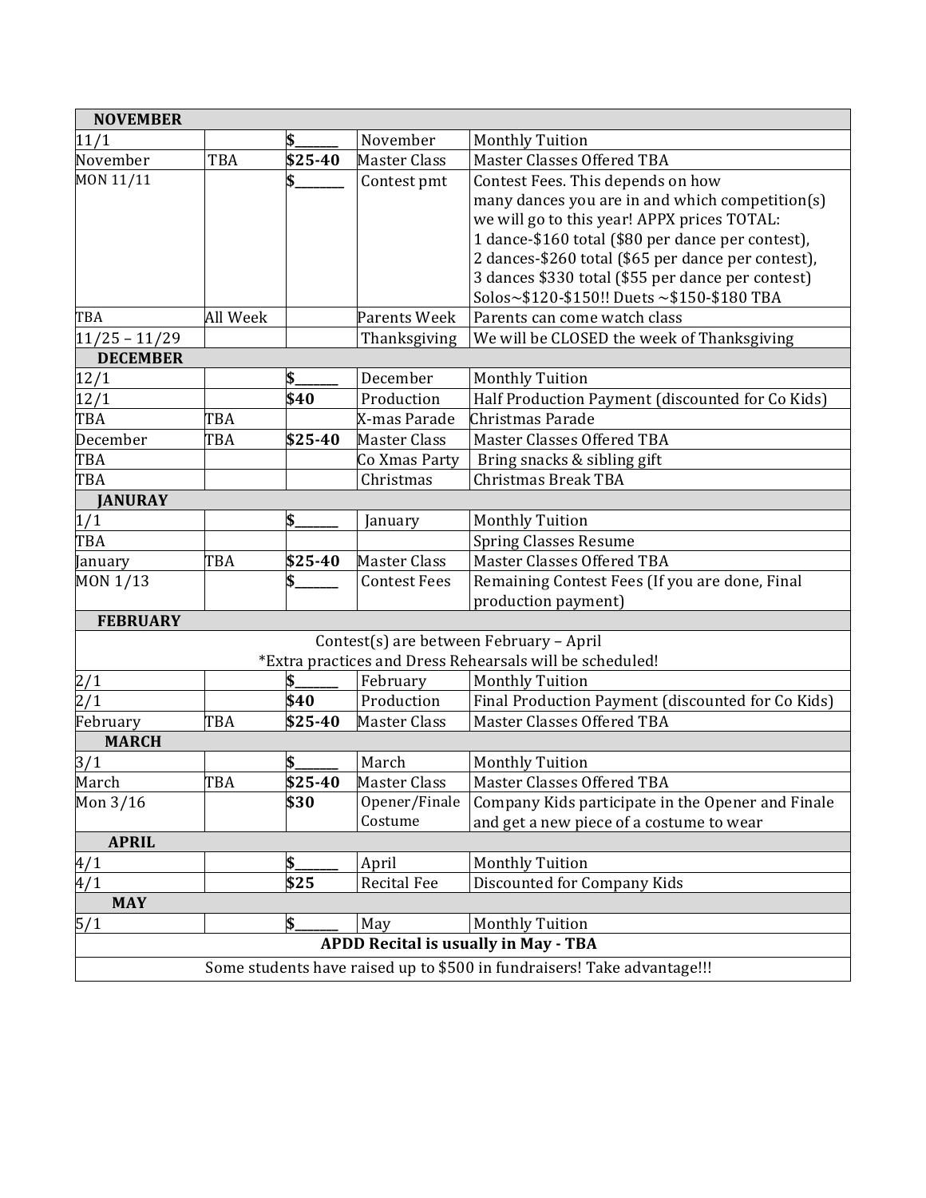| | | | | |
|---|---|---|---|---|
| **NOVEMBER** | | | | |
| 11/1 | | **$______** | November | Monthly Tuition |
| November | TBA | **$25-40** | Master Class | Master Classes Offered TBA |
| MON 11/11 | | **$_______** | Contest pmt | Contest Fees. This depends on how many dances you are in and which competition(s) we will go to this year! APPX prices TOTAL: 1 dance-$160 total ($80 per dance per contest), 2 dances-$260 total ($65 per dance per contest), 3 dances $330 total ($55 per dance per contest) Solos~$120-$150!! Duets ~$150-$180 TBA |
| TBA | All Week | | Parents Week | Parents can come watch class |
| 11/25 – 11/29 | | | Thanksgiving | We will be CLOSED the week of Thanksgiving |
| **DECEMBER** | | | | |
| 12/1 | | **$______** | December | Monthly Tuition |
| 12/1 | | **$40** | Production | Half Production Payment (discounted for Co Kids) |
| TBA | TBA | | X-mas Parade | Christmas Parade |
| December | TBA | **$25-40** | Master Class | Master Classes Offered TBA |
| TBA | | | Co Xmas Party | Bring snacks & sibling gift |
| TBA | | | Christmas | Christmas Break TBA |
| **JANURAY** | | | | |
| 1/1 | | **$______** | January | Monthly Tuition |
| TBA | | | | Spring Classes Resume |
| January | TBA | **$25-40** | Master Class | Master Classes Offered TBA |
| MON 1/13 | | **$______** | Contest Fees | Remaining Contest Fees (If you are done, Final production payment) |
| **FEBRUARY** | | | | |
| Contest(s) are between February – April *Extra practices and Dress Rehearsals will be scheduled! | | | | |
| 2/1 | | **$______** | February | Monthly Tuition |
| 2/1 | | **$40** | Production | Final Production Payment (discounted for Co Kids) |
| February | TBA | **$25-40** | Master Class | Master Classes Offered TBA |
| **MARCH** | | | | |
| 3/1 | | **$______** | March | Monthly Tuition |
| March | TBA | **$25-40** | Master Class | Master Classes Offered TBA |
| Mon 3/16 | | **$30** | Opener/Finale Costume | Company Kids participate in the Opener and Finale and get a new piece of a costume to wear |
| **APRIL** | | | | |
| 4/1 | | **$______** | April | Monthly Tuition |
| 4/1 | | **$25** | Recital Fee | Discounted for Company Kids |
| **MAY** | | | | |
| 5/1 | | **$______** | May | Monthly Tuition |
| **APDD Recital is usually in May - TBA** | | | | |
| Some students have raised up to $500 in fundraisers! Take advantage!!! | | | | |